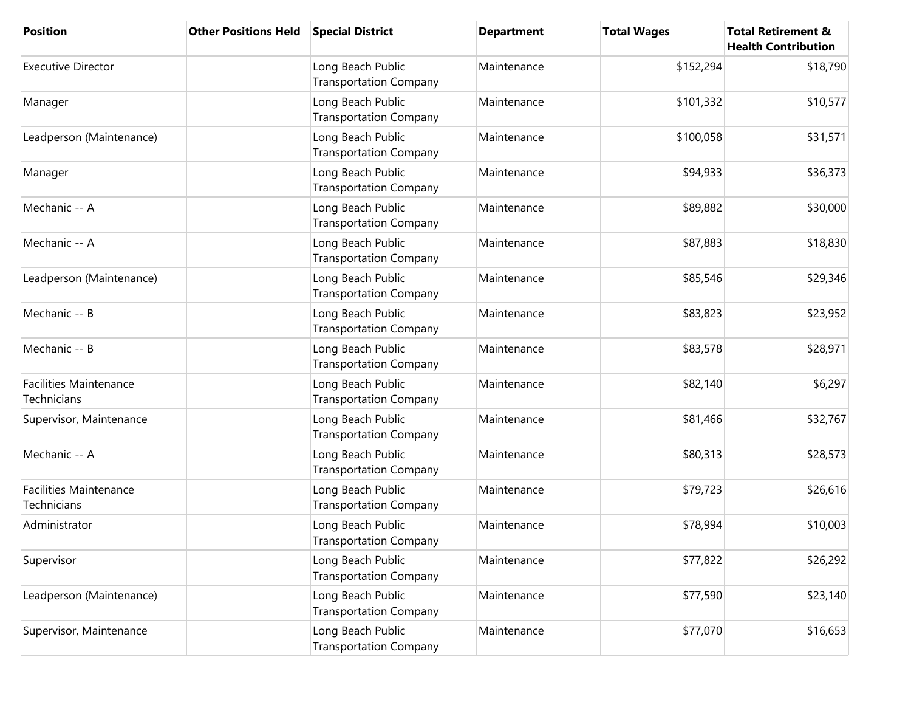| Position | Other Positions Held | Special District | Department | Total Wages | Total Retirement & Health Contribution |
| --- | --- | --- | --- | --- | --- |
| Executive Director | | Long Beach Public Transportation Company | Maintenance | $152,294 | $18,790 |
| Manager | | Long Beach Public Transportation Company | Maintenance | $101,332 | $10,577 |
| Leadperson (Maintenance) | | Long Beach Public Transportation Company | Maintenance | $100,058 | $31,571 |
| Manager | | Long Beach Public Transportation Company | Maintenance | $94,933 | $36,373 |
| Mechanic -- A | | Long Beach Public Transportation Company | Maintenance | $89,882 | $30,000 |
| Mechanic -- A | | Long Beach Public Transportation Company | Maintenance | $87,883 | $18,830 |
| Leadperson (Maintenance) | | Long Beach Public Transportation Company | Maintenance | $85,546 | $29,346 |
| Mechanic -- B | | Long Beach Public Transportation Company | Maintenance | $83,823 | $23,952 |
| Mechanic -- B | | Long Beach Public Transportation Company | Maintenance | $83,578 | $28,971 |
| Facilities Maintenance Technicians | | Long Beach Public Transportation Company | Maintenance | $82,140 | $6,297 |
| Supervisor, Maintenance | | Long Beach Public Transportation Company | Maintenance | $81,466 | $32,767 |
| Mechanic -- A | | Long Beach Public Transportation Company | Maintenance | $80,313 | $28,573 |
| Facilities Maintenance Technicians | | Long Beach Public Transportation Company | Maintenance | $79,723 | $26,616 |
| Administrator | | Long Beach Public Transportation Company | Maintenance | $78,994 | $10,003 |
| Supervisor | | Long Beach Public Transportation Company | Maintenance | $77,822 | $26,292 |
| Leadperson (Maintenance) | | Long Beach Public Transportation Company | Maintenance | $77,590 | $23,140 |
| Supervisor, Maintenance | | Long Beach Public Transportation Company | Maintenance | $77,070 | $16,653 |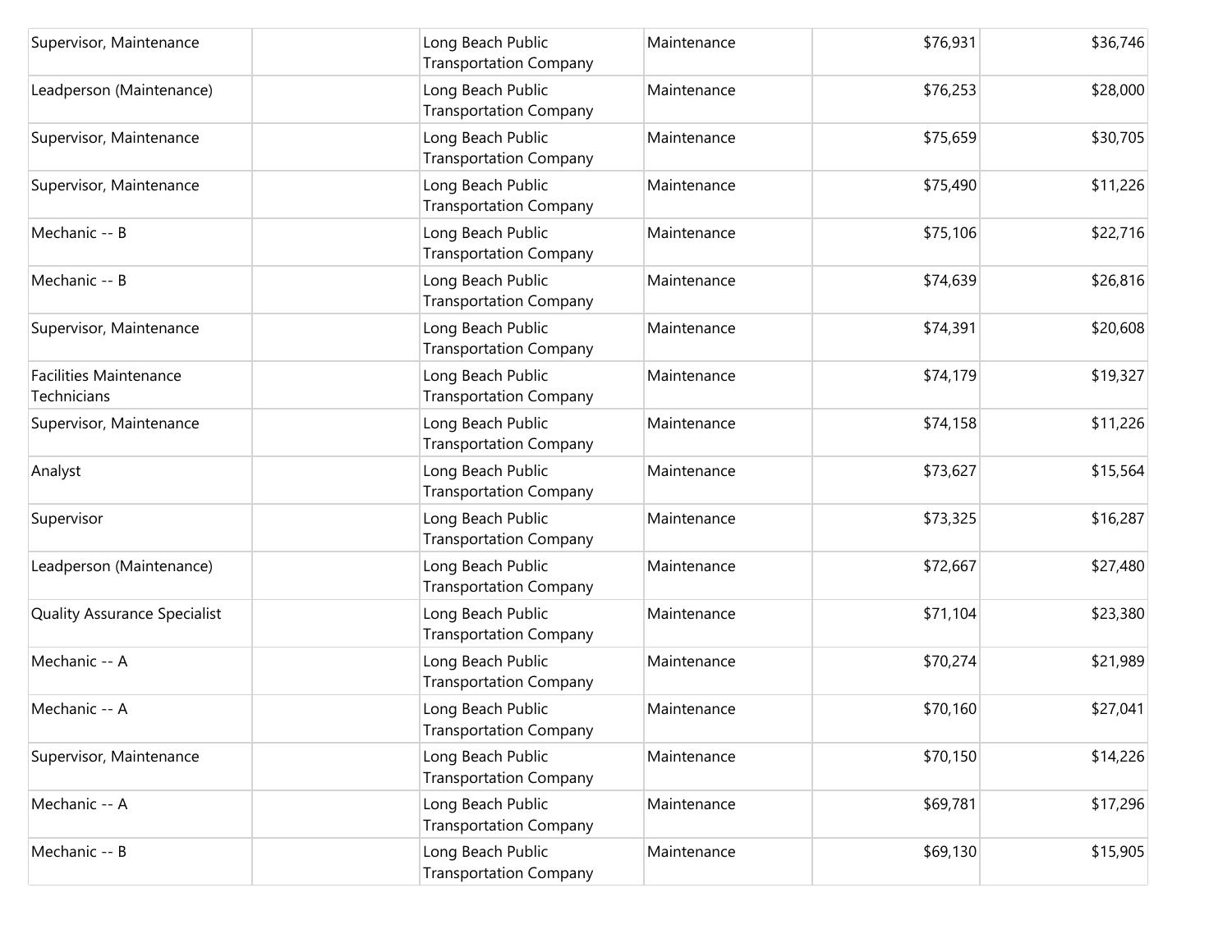| | | | | | |
|---|---|---|---|---|---|
| Supervisor, Maintenance | | Long Beach Public Transportation Company | Maintenance | $76,931 | $36,746 |
| Leadperson (Maintenance) | | Long Beach Public Transportation Company | Maintenance | $76,253 | $28,000 |
| Supervisor, Maintenance | | Long Beach Public Transportation Company | Maintenance | $75,659 | $30,705 |
| Supervisor, Maintenance | | Long Beach Public Transportation Company | Maintenance | $75,490 | $11,226 |
| Mechanic -- B | | Long Beach Public Transportation Company | Maintenance | $75,106 | $22,716 |
| Mechanic -- B | | Long Beach Public Transportation Company | Maintenance | $74,639 | $26,816 |
| Supervisor, Maintenance | | Long Beach Public Transportation Company | Maintenance | $74,391 | $20,608 |
| Facilities Maintenance Technicians | | Long Beach Public Transportation Company | Maintenance | $74,179 | $19,327 |
| Supervisor, Maintenance | | Long Beach Public Transportation Company | Maintenance | $74,158 | $11,226 |
| Analyst | | Long Beach Public Transportation Company | Maintenance | $73,627 | $15,564 |
| Supervisor | | Long Beach Public Transportation Company | Maintenance | $73,325 | $16,287 |
| Leadperson (Maintenance) | | Long Beach Public Transportation Company | Maintenance | $72,667 | $27,480 |
| Quality Assurance Specialist | | Long Beach Public Transportation Company | Maintenance | $71,104 | $23,380 |
| Mechanic -- A | | Long Beach Public Transportation Company | Maintenance | $70,274 | $21,989 |
| Mechanic -- A | | Long Beach Public Transportation Company | Maintenance | $70,160 | $27,041 |
| Supervisor, Maintenance | | Long Beach Public Transportation Company | Maintenance | $70,150 | $14,226 |
| Mechanic -- A | | Long Beach Public Transportation Company | Maintenance | $69,781 | $17,296 |
| Mechanic -- B | | Long Beach Public Transportation Company | Maintenance | $69,130 | $15,905 |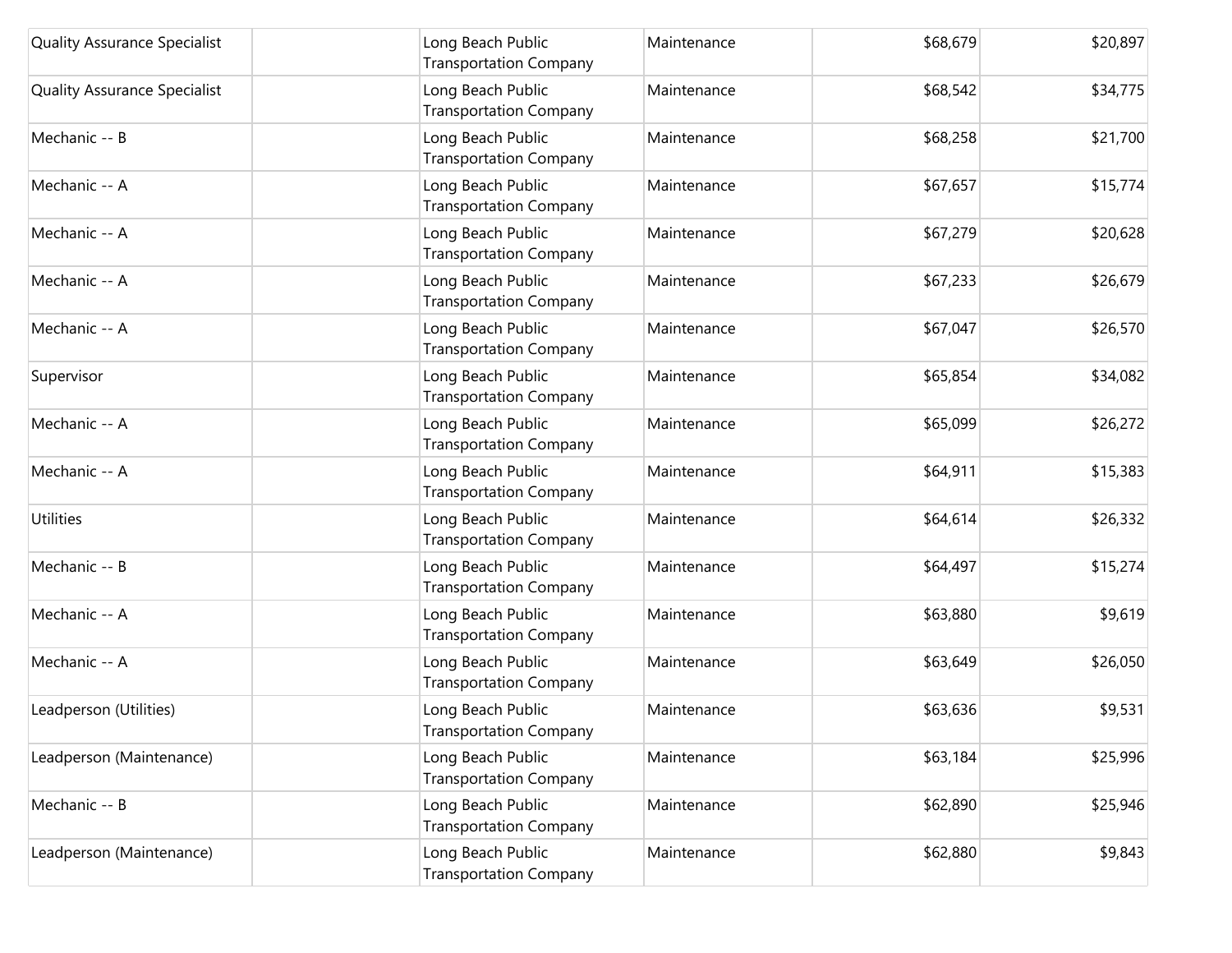| | | | | | |
|---|---|---|---|---|---|
| Quality Assurance Specialist | | Long Beach Public Transportation Company | Maintenance | $68,679 | $20,897 |
| Quality Assurance Specialist | | Long Beach Public Transportation Company | Maintenance | $68,542 | $34,775 |
| Mechanic -- B | | Long Beach Public Transportation Company | Maintenance | $68,258 | $21,700 |
| Mechanic -- A | | Long Beach Public Transportation Company | Maintenance | $67,657 | $15,774 |
| Mechanic -- A | | Long Beach Public Transportation Company | Maintenance | $67,279 | $20,628 |
| Mechanic -- A | | Long Beach Public Transportation Company | Maintenance | $67,233 | $26,679 |
| Mechanic -- A | | Long Beach Public Transportation Company | Maintenance | $67,047 | $26,570 |
| Supervisor | | Long Beach Public Transportation Company | Maintenance | $65,854 | $34,082 |
| Mechanic -- A | | Long Beach Public Transportation Company | Maintenance | $65,099 | $26,272 |
| Mechanic -- A | | Long Beach Public Transportation Company | Maintenance | $64,911 | $15,383 |
| Utilities | | Long Beach Public Transportation Company | Maintenance | $64,614 | $26,332 |
| Mechanic -- B | | Long Beach Public Transportation Company | Maintenance | $64,497 | $15,274 |
| Mechanic -- A | | Long Beach Public Transportation Company | Maintenance | $63,880 | $9,619 |
| Mechanic -- A | | Long Beach Public Transportation Company | Maintenance | $63,649 | $26,050 |
| Leadperson (Utilities) | | Long Beach Public Transportation Company | Maintenance | $63,636 | $9,531 |
| Leadperson (Maintenance) | | Long Beach Public Transportation Company | Maintenance | $63,184 | $25,996 |
| Mechanic -- B | | Long Beach Public Transportation Company | Maintenance | $62,890 | $25,946 |
| Leadperson (Maintenance) | | Long Beach Public Transportation Company | Maintenance | $62,880 | $9,843 |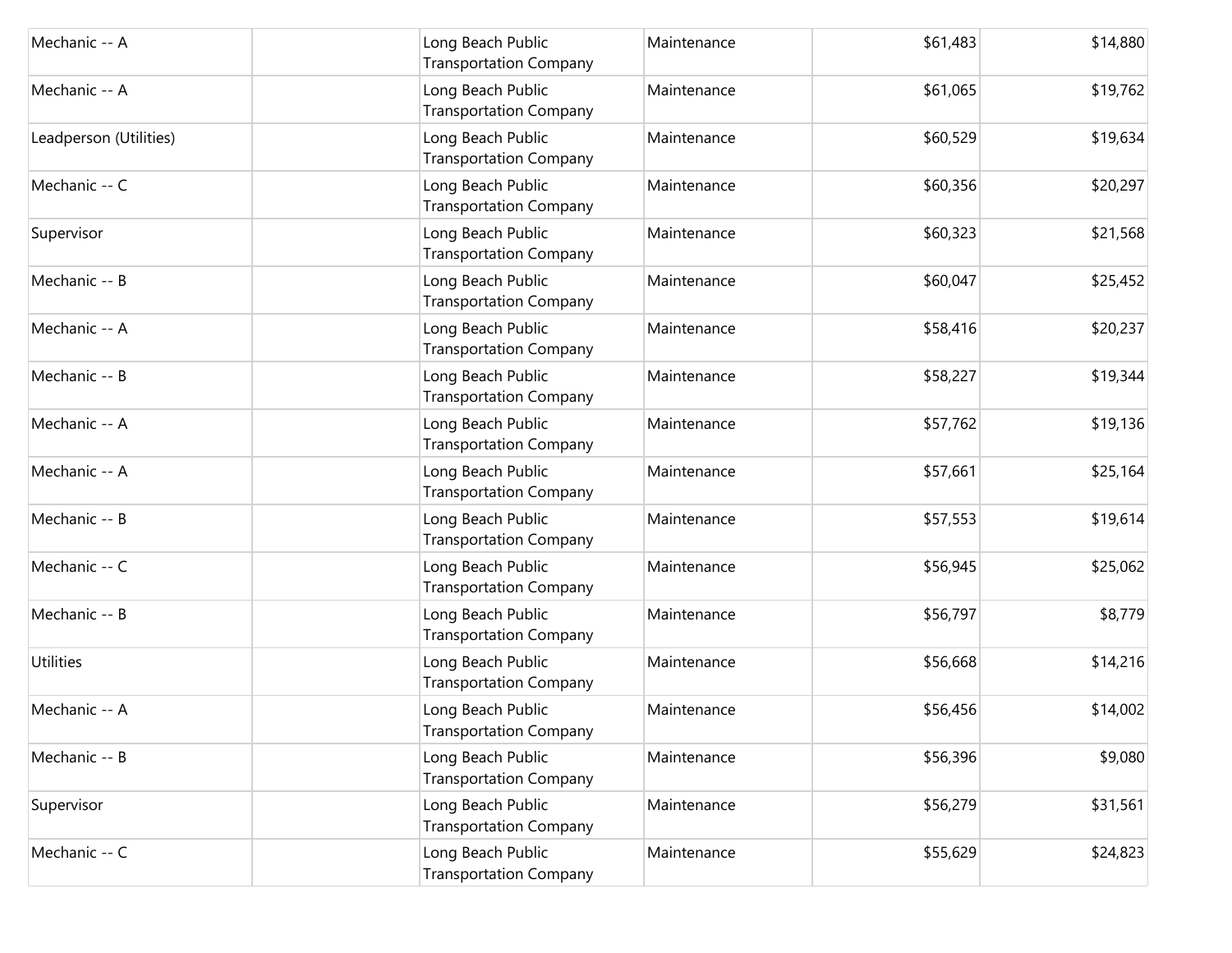| | | | | | |
|---|---|---|---|---|---|
| Mechanic -- A | | Long Beach Public Transportation Company | Maintenance | $61,483 | $14,880 |
| Mechanic -- A | | Long Beach Public Transportation Company | Maintenance | $61,065 | $19,762 |
| Leadperson (Utilities) | | Long Beach Public Transportation Company | Maintenance | $60,529 | $19,634 |
| Mechanic -- C | | Long Beach Public Transportation Company | Maintenance | $60,356 | $20,297 |
| Supervisor | | Long Beach Public Transportation Company | Maintenance | $60,323 | $21,568 |
| Mechanic -- B | | Long Beach Public Transportation Company | Maintenance | $60,047 | $25,452 |
| Mechanic -- A | | Long Beach Public Transportation Company | Maintenance | $58,416 | $20,237 |
| Mechanic -- B | | Long Beach Public Transportation Company | Maintenance | $58,227 | $19,344 |
| Mechanic -- A | | Long Beach Public Transportation Company | Maintenance | $57,762 | $19,136 |
| Mechanic -- A | | Long Beach Public Transportation Company | Maintenance | $57,661 | $25,164 |
| Mechanic -- B | | Long Beach Public Transportation Company | Maintenance | $57,553 | $19,614 |
| Mechanic -- C | | Long Beach Public Transportation Company | Maintenance | $56,945 | $25,062 |
| Mechanic -- B | | Long Beach Public Transportation Company | Maintenance | $56,797 | $8,779 |
| Utilities | | Long Beach Public Transportation Company | Maintenance | $56,668 | $14,216 |
| Mechanic -- A | | Long Beach Public Transportation Company | Maintenance | $56,456 | $14,002 |
| Mechanic -- B | | Long Beach Public Transportation Company | Maintenance | $56,396 | $9,080 |
| Supervisor | | Long Beach Public Transportation Company | Maintenance | $56,279 | $31,561 |
| Mechanic -- C | | Long Beach Public Transportation Company | Maintenance | $55,629 | $24,823 |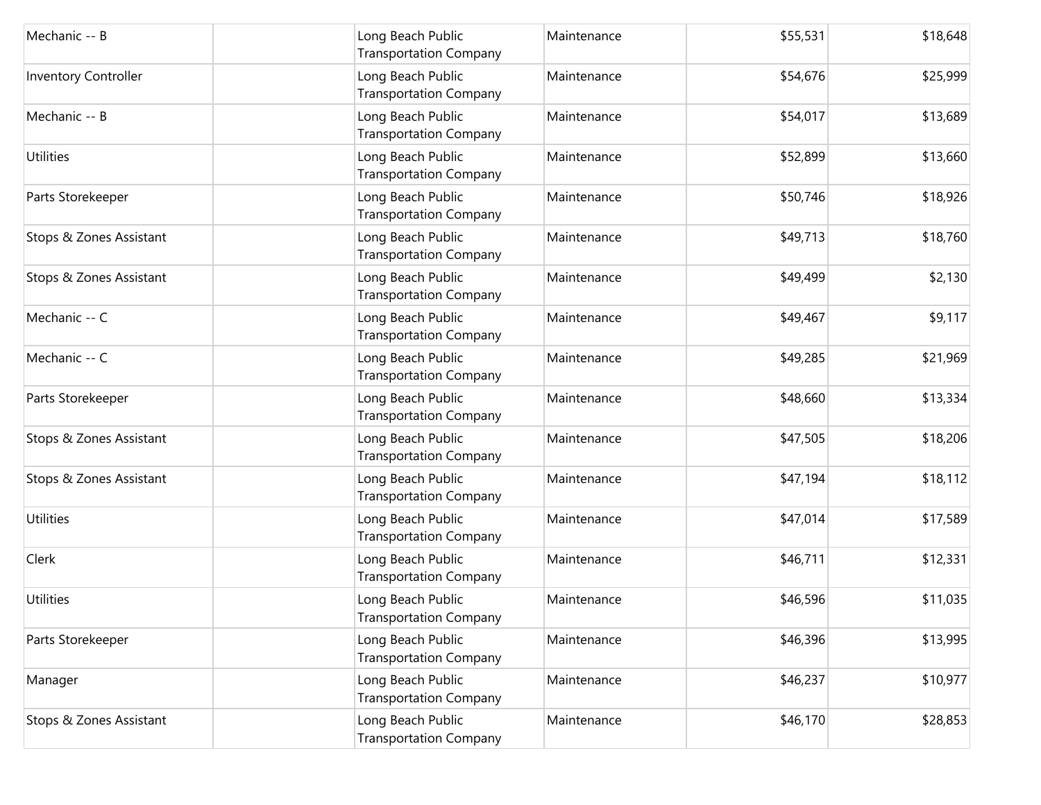| | | | | | |
|---|---|---|---|---|---|
| Mechanic -- B | | Long Beach Public Transportation Company | Maintenance | $55,531 | $18,648 |
| Inventory Controller | | Long Beach Public Transportation Company | Maintenance | $54,676 | $25,999 |
| Mechanic -- B | | Long Beach Public Transportation Company | Maintenance | $54,017 | $13,689 |
| Utilities | | Long Beach Public Transportation Company | Maintenance | $52,899 | $13,660 |
| Parts Storekeeper | | Long Beach Public Transportation Company | Maintenance | $50,746 | $18,926 |
| Stops & Zones Assistant | | Long Beach Public Transportation Company | Maintenance | $49,713 | $18,760 |
| Stops & Zones Assistant | | Long Beach Public Transportation Company | Maintenance | $49,499 | $2,130 |
| Mechanic -- C | | Long Beach Public Transportation Company | Maintenance | $49,467 | $9,117 |
| Mechanic -- C | | Long Beach Public Transportation Company | Maintenance | $49,285 | $21,969 |
| Parts Storekeeper | | Long Beach Public Transportation Company | Maintenance | $48,660 | $13,334 |
| Stops & Zones Assistant | | Long Beach Public Transportation Company | Maintenance | $47,505 | $18,206 |
| Stops & Zones Assistant | | Long Beach Public Transportation Company | Maintenance | $47,194 | $18,112 |
| Utilities | | Long Beach Public Transportation Company | Maintenance | $47,014 | $17,589 |
| Clerk | | Long Beach Public Transportation Company | Maintenance | $46,711 | $12,331 |
| Utilities | | Long Beach Public Transportation Company | Maintenance | $46,596 | $11,035 |
| Parts Storekeeper | | Long Beach Public Transportation Company | Maintenance | $46,396 | $13,995 |
| Manager | | Long Beach Public Transportation Company | Maintenance | $46,237 | $10,977 |
| Stops & Zones Assistant | | Long Beach Public Transportation Company | Maintenance | $46,170 | $28,853 |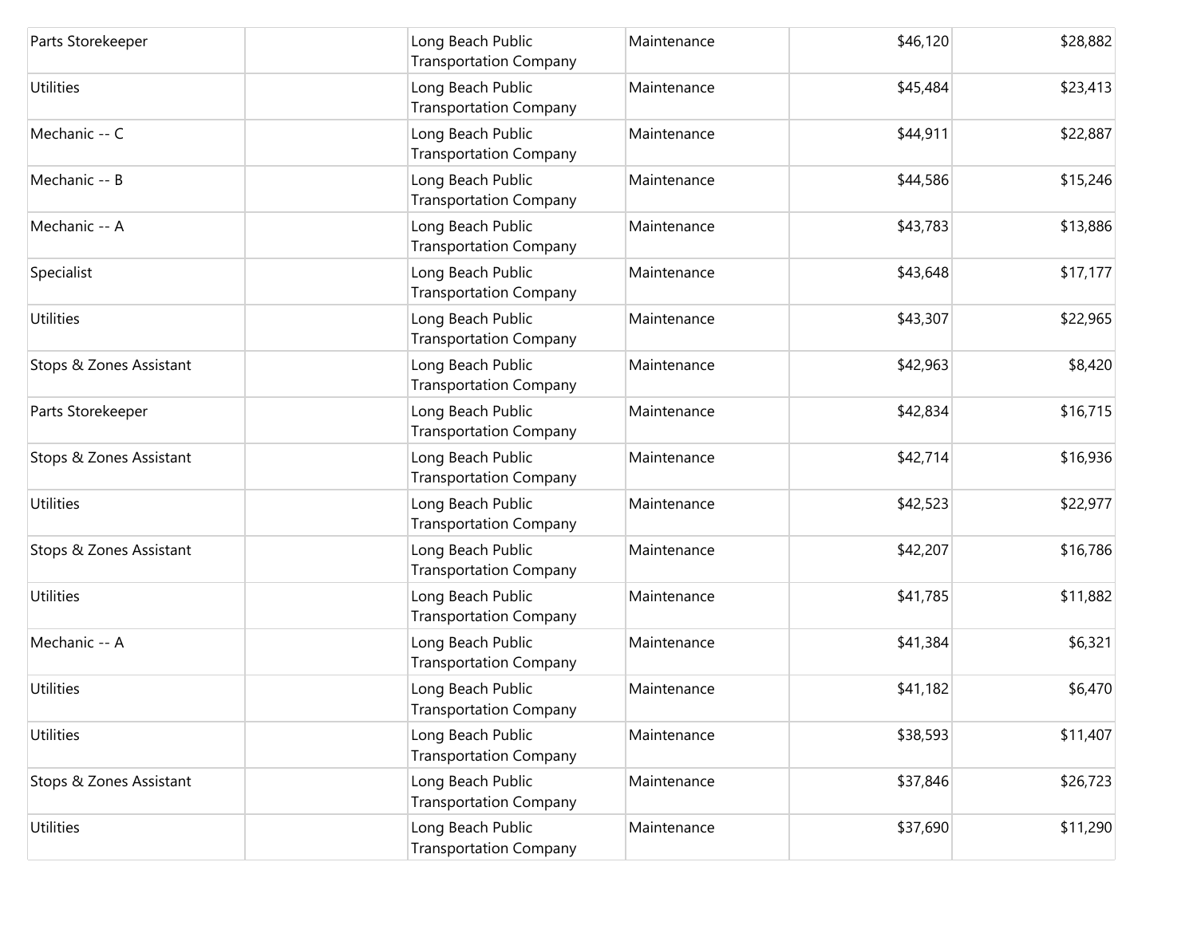| | | | | | |
|---|---|---|---|---|---|
| Parts Storekeeper | | Long Beach Public Transportation Company | Maintenance | $46,120 | $28,882 |
| Utilities | | Long Beach Public Transportation Company | Maintenance | $45,484 | $23,413 |
| Mechanic -- C | | Long Beach Public Transportation Company | Maintenance | $44,911 | $22,887 |
| Mechanic -- B | | Long Beach Public Transportation Company | Maintenance | $44,586 | $15,246 |
| Mechanic -- A | | Long Beach Public Transportation Company | Maintenance | $43,783 | $13,886 |
| Specialist | | Long Beach Public Transportation Company | Maintenance | $43,648 | $17,177 |
| Utilities | | Long Beach Public Transportation Company | Maintenance | $43,307 | $22,965 |
| Stops & Zones Assistant | | Long Beach Public Transportation Company | Maintenance | $42,963 | $8,420 |
| Parts Storekeeper | | Long Beach Public Transportation Company | Maintenance | $42,834 | $16,715 |
| Stops & Zones Assistant | | Long Beach Public Transportation Company | Maintenance | $42,714 | $16,936 |
| Utilities | | Long Beach Public Transportation Company | Maintenance | $42,523 | $22,977 |
| Stops & Zones Assistant | | Long Beach Public Transportation Company | Maintenance | $42,207 | $16,786 |
| Utilities | | Long Beach Public Transportation Company | Maintenance | $41,785 | $11,882 |
| Mechanic -- A | | Long Beach Public Transportation Company | Maintenance | $41,384 | $6,321 |
| Utilities | | Long Beach Public Transportation Company | Maintenance | $41,182 | $6,470 |
| Utilities | | Long Beach Public Transportation Company | Maintenance | $38,593 | $11,407 |
| Stops & Zones Assistant | | Long Beach Public Transportation Company | Maintenance | $37,846 | $26,723 |
| Utilities | | Long Beach Public Transportation Company | Maintenance | $37,690 | $11,290 |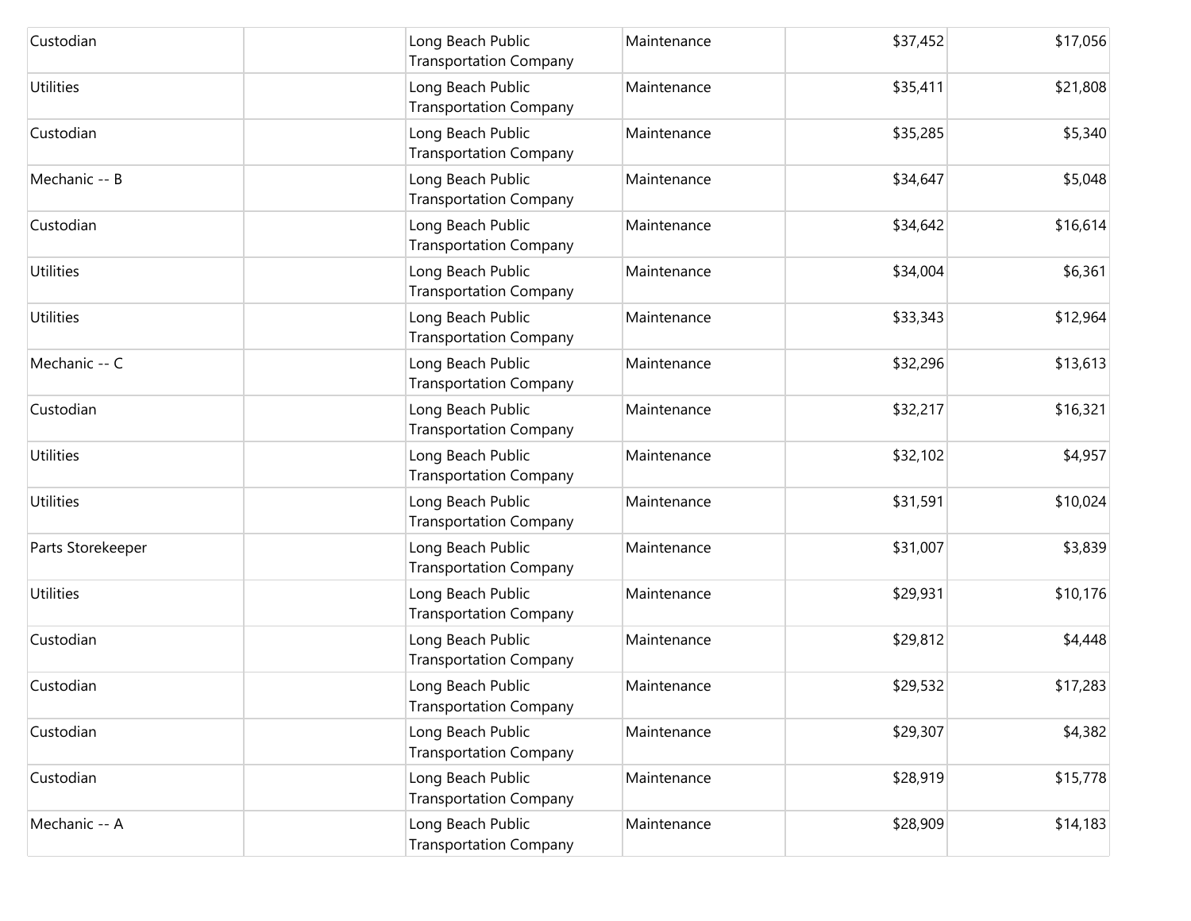| | | | | | |
|---|---|---|---|---|---|
| Custodian | | Long Beach Public Transportation Company | Maintenance | $37,452 | $17,056 |
| Utilities | | Long Beach Public Transportation Company | Maintenance | $35,411 | $21,808 |
| Custodian | | Long Beach Public Transportation Company | Maintenance | $35,285 | $5,340 |
| Mechanic -- B | | Long Beach Public Transportation Company | Maintenance | $34,647 | $5,048 |
| Custodian | | Long Beach Public Transportation Company | Maintenance | $34,642 | $16,614 |
| Utilities | | Long Beach Public Transportation Company | Maintenance | $34,004 | $6,361 |
| Utilities | | Long Beach Public Transportation Company | Maintenance | $33,343 | $12,964 |
| Mechanic -- C | | Long Beach Public Transportation Company | Maintenance | $32,296 | $13,613 |
| Custodian | | Long Beach Public Transportation Company | Maintenance | $32,217 | $16,321 |
| Utilities | | Long Beach Public Transportation Company | Maintenance | $32,102 | $4,957 |
| Utilities | | Long Beach Public Transportation Company | Maintenance | $31,591 | $10,024 |
| Parts Storekeeper | | Long Beach Public Transportation Company | Maintenance | $31,007 | $3,839 |
| Utilities | | Long Beach Public Transportation Company | Maintenance | $29,931 | $10,176 |
| Custodian | | Long Beach Public Transportation Company | Maintenance | $29,812 | $4,448 |
| Custodian | | Long Beach Public Transportation Company | Maintenance | $29,532 | $17,283 |
| Custodian | | Long Beach Public Transportation Company | Maintenance | $29,307 | $4,382 |
| Custodian | | Long Beach Public Transportation Company | Maintenance | $28,919 | $15,778 |
| Mechanic -- A | | Long Beach Public Transportation Company | Maintenance | $28,909 | $14,183 |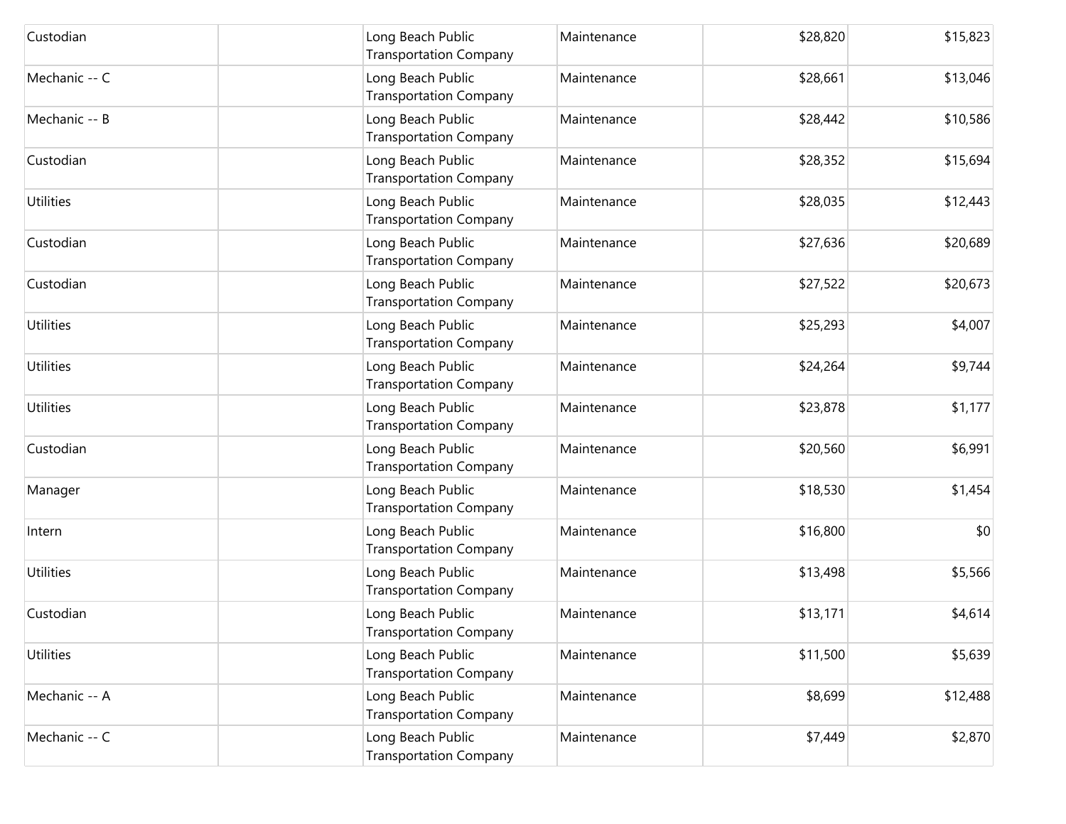| | | | | | |
|---|---|---|---|---|---|
| Custodian | | Long Beach Public Transportation Company | Maintenance | $28,820 | $15,823 |
| Mechanic -- C | | Long Beach Public Transportation Company | Maintenance | $28,661 | $13,046 |
| Mechanic -- B | | Long Beach Public Transportation Company | Maintenance | $28,442 | $10,586 |
| Custodian | | Long Beach Public Transportation Company | Maintenance | $28,352 | $15,694 |
| Utilities | | Long Beach Public Transportation Company | Maintenance | $28,035 | $12,443 |
| Custodian | | Long Beach Public Transportation Company | Maintenance | $27,636 | $20,689 |
| Custodian | | Long Beach Public Transportation Company | Maintenance | $27,522 | $20,673 |
| Utilities | | Long Beach Public Transportation Company | Maintenance | $25,293 | $4,007 |
| Utilities | | Long Beach Public Transportation Company | Maintenance | $24,264 | $9,744 |
| Utilities | | Long Beach Public Transportation Company | Maintenance | $23,878 | $1,177 |
| Custodian | | Long Beach Public Transportation Company | Maintenance | $20,560 | $6,991 |
| Manager | | Long Beach Public Transportation Company | Maintenance | $18,530 | $1,454 |
| Intern | | Long Beach Public Transportation Company | Maintenance | $16,800 | $0 |
| Utilities | | Long Beach Public Transportation Company | Maintenance | $13,498 | $5,566 |
| Custodian | | Long Beach Public Transportation Company | Maintenance | $13,171 | $4,614 |
| Utilities | | Long Beach Public Transportation Company | Maintenance | $11,500 | $5,639 |
| Mechanic -- A | | Long Beach Public Transportation Company | Maintenance | $8,699 | $12,488 |
| Mechanic -- C | | Long Beach Public Transportation Company | Maintenance | $7,449 | $2,870 |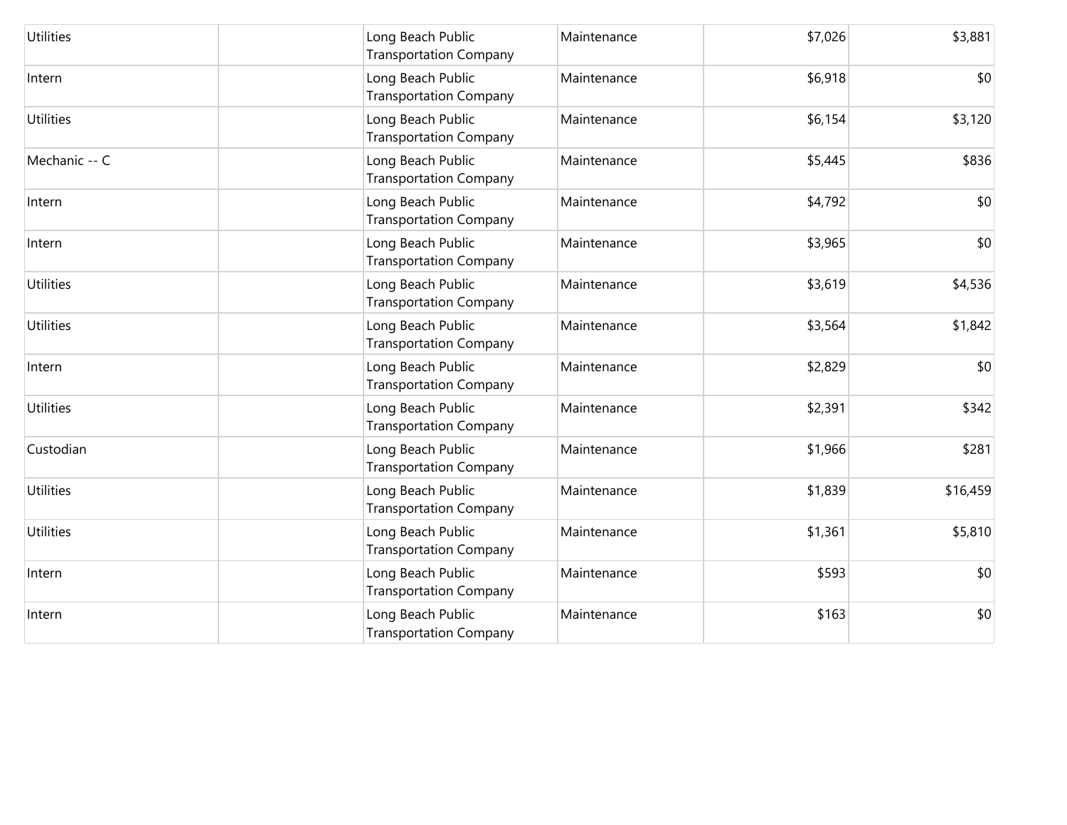| | | | | | |
|---|---|---|---|---|---|
| Utilities | | Long Beach Public Transportation Company | Maintenance | $7,026 | $3,881 |
| Intern | | Long Beach Public Transportation Company | Maintenance | $6,918 | $0 |
| Utilities | | Long Beach Public Transportation Company | Maintenance | $6,154 | $3,120 |
| Mechanic -- C | | Long Beach Public Transportation Company | Maintenance | $5,445 | $836 |
| Intern | | Long Beach Public Transportation Company | Maintenance | $4,792 | $0 |
| Intern | | Long Beach Public Transportation Company | Maintenance | $3,965 | $0 |
| Utilities | | Long Beach Public Transportation Company | Maintenance | $3,619 | $4,536 |
| Utilities | | Long Beach Public Transportation Company | Maintenance | $3,564 | $1,842 |
| Intern | | Long Beach Public Transportation Company | Maintenance | $2,829 | $0 |
| Utilities | | Long Beach Public Transportation Company | Maintenance | $2,391 | $342 |
| Custodian | | Long Beach Public Transportation Company | Maintenance | $1,966 | $281 |
| Utilities | | Long Beach Public Transportation Company | Maintenance | $1,839 | $16,459 |
| Utilities | | Long Beach Public Transportation Company | Maintenance | $1,361 | $5,810 |
| Intern | | Long Beach Public Transportation Company | Maintenance | $593 | $0 |
| Intern | | Long Beach Public Transportation Company | Maintenance | $163 | $0 |